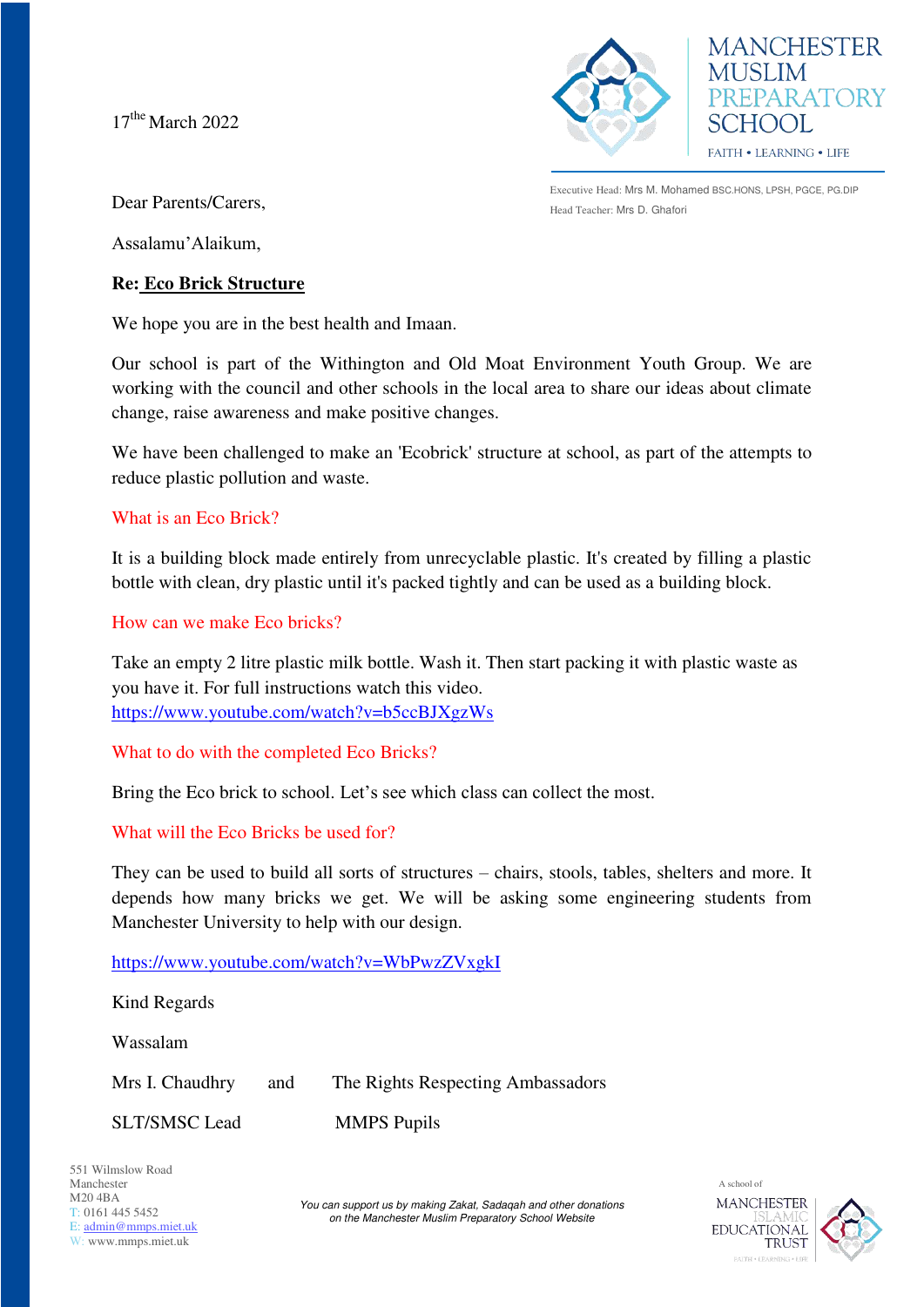MANCHESTER MUSLIM PREPARATORY SCHOOL

FAITH • LEARNING • LIFE

Executive Head: Mrs M. Mohamed BSC.HONS, LPSH, PGCE, PG.DIP

Head Teacher: Mrs D. Ghafori

17[the] March 2022

Dear Parents/Carers,

Assalamu'Alaikum,

**Re: Eco Brick Structure**

We hope you are in the best health and Imaan.

Our school is part of the Withington and Old Moat Environment Youth Group. We are working with the council and other schools in the local area to share our ideas about climate change, raise awareness and make positive changes.

We have been challenged to make an 'Ecobrick' structure at school, as part of the attempts to reduce plastic pollution and waste.

### What is an Eco Brick?

It is a building block made entirely from unrecyclable plastic. It's created by filling a plastic bottle with clean, dry plastic until it's packed tightly and can be used as a building block.

### How can we make Eco bricks?

Take an empty 2 litre plastic milk bottle. Wash it. Then start packing it with plastic waste as you have it. For full instructions watch this video.
https://www.youtube.com/watch?v=b5ccBJXgzWs

### What to do with the completed Eco Bricks?

Bring the Eco brick to school. Let's see which class can collect the most.

### What will the Eco Bricks be used for?

They can be used to build all sorts of structures – chairs, stools, tables, shelters and more. It depends how many bricks we get. We will be asking some engineering students from Manchester University to help with our design.

https://www.youtube.com/watch?v=WbPwzZVxgkI

Kind Regards

Wassalam

Mrs I. Chaudhry and The Rights Respecting Ambassadors

SLT/SMSC Lead MMPS Pupils

551 Wilmslow Road
Manchester
M20 4BA
T: 0161 445 5452
E: admin@mmps.miet.uk
W: www.mmps.miet.uk

*You can support us by making Zakat, Sadaqah and other donations on the Manchester Muslim Preparatory School Website*

A school of MANCHESTER ISLAMIC EDUCATIONAL TRUST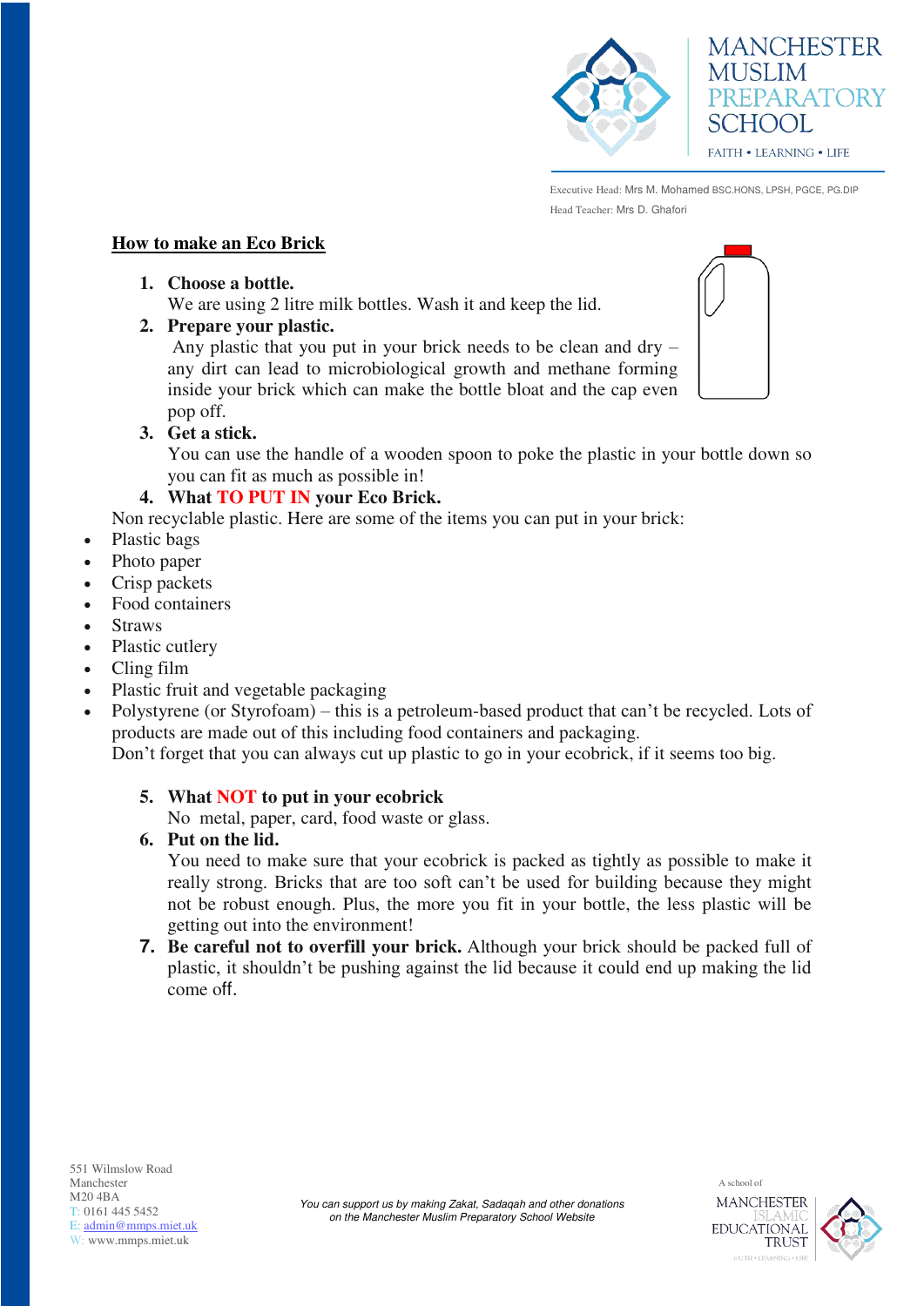## How to make an Eco Brick

1. **Choose a bottle.**
   We are using 2 litre milk bottles. Wash it and keep the lid.
2. **Prepare your plastic.**
   Any plastic that you put in your brick needs to be clean and dry – any dirt can lead to microbiological growth and methane forming inside your brick which can make the bottle bloat and the cap even pop off.
3. **Get a stick.**
   You can use the handle of a wooden spoon to poke the plastic in your bottle down so you can fit as much as possible in!
4. **What TO PUT IN your Eco Brick.**

Non recyclable plastic. Here are some of the items you can put in your brick:

- Plastic bags
- Photo paper
- Crisp packets
- Food containers
- Straws
- Plastic cutlery
- Cling film
- Plastic fruit and vegetable packaging
- Polystyrene (or Styrofoam) – this is a petroleum-based product that can't be recycled. Lots of products are made out of this including food containers and packaging.

Don't forget that you can always cut up plastic to go in your ecobrick, if it seems too big.

5. **What NOT to put in your ecobrick**
   No metal, paper, card, food waste or glass.
6. **Put on the lid.**
   You need to make sure that your ecobrick is packed as tightly as possible to make it really strong. Bricks that are too soft can't be used for building because they might not be robust enough. Plus, the more you fit in your bottle, the less plastic will be getting out into the environment!
7. **Be careful not to overfill your brick.** Although your brick should be packed full of plastic, it shouldn't be pushing against the lid because it could end up making the lid come off.